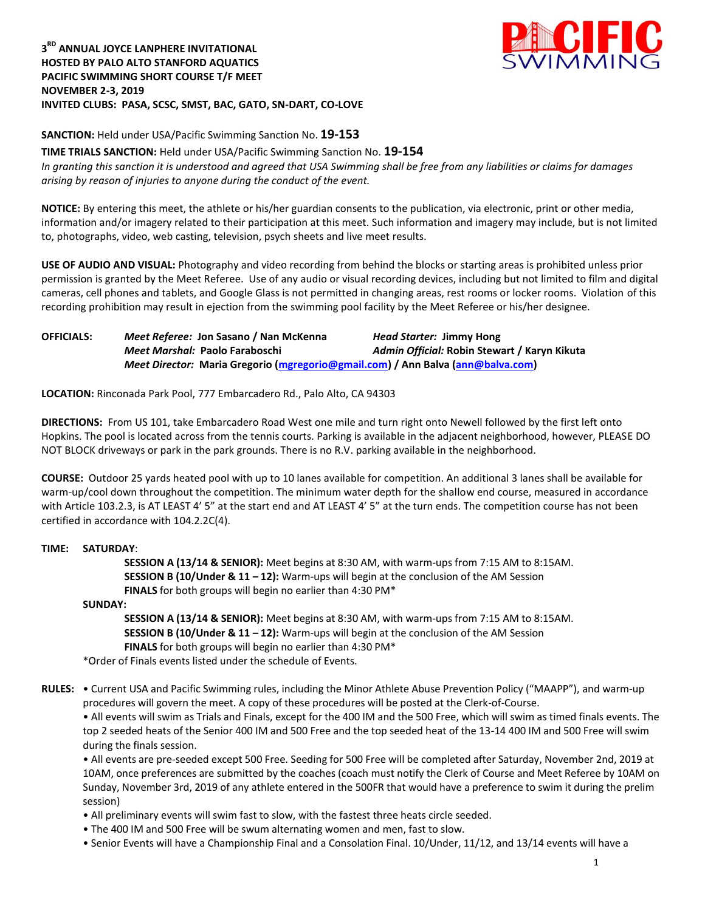**3RD ANNUAL JOYCE LANPHERE INVITATIONAL**
**HOSTED BY PALO ALTO STANFORD AQUATICS**
**PACIFIC SWIMMING SHORT COURSE T/F MEET**
**NOVEMBER 2-3, 2019**
**INVITED CLUBS: PASA, SCSC, SMST, BAC, GATO, SN-DART, CO-LOVE**

**SANCTION:** Held under USA/Pacific Swimming Sanction No. **19-153**

**TIME TRIALS SANCTION:** Held under USA/Pacific Swimming Sanction No. **19-154**

*In granting this sanction it is understood and agreed that USA Swimming shall be free from any liabilities or claims for damages arising by reason of injuries to anyone during the conduct of the event.*

**NOTICE:** By entering this meet, the athlete or his/her guardian consents to the publication, via electronic, print or other media, information and/or imagery related to their participation at this meet. Such information and imagery may include, but is not limited to, photographs, video, web casting, television, psych sheets and live meet results.

**USE OF AUDIO AND VISUAL:** Photography and video recording from behind the blocks or starting areas is prohibited unless prior permission is granted by the Meet Referee. Use of any audio or visual recording devices, including but not limited to film and digital cameras, cell phones and tablets, and Google Glass is not permitted in changing areas, rest rooms or locker rooms. Violation of this recording prohibition may result in ejection from the swimming pool facility by the Meet Referee or his/her designee.

**OFFICIALS:**
*Meet Referee:* **Jon Sasano / Nan McKenna**
*Head Starter:* **Jimmy Hong**
*Meet Marshal:* **Paolo Faraboschi**
*Admin Official:* **Robin Stewart / Karyn Kikuta**
*Meet Director:* **Maria Gregorio (mgregorio@gmail.com) / Ann Balva (ann@balva.com)**

**LOCATION:** Rinconada Park Pool, 777 Embarcadero Rd., Palo Alto, CA 94303

**DIRECTIONS:** From US 101, take Embarcadero Road West one mile and turn right onto Newell followed by the first left onto Hopkins. The pool is located across from the tennis courts. Parking is available in the adjacent neighborhood, however, PLEASE DO NOT BLOCK driveways or park in the park grounds. There is no R.V. parking available in the neighborhood.

**COURSE:** Outdoor 25 yards heated pool with up to 10 lanes available for competition. An additional 3 lanes shall be available for warm-up/cool down throughout the competition. The minimum water depth for the shallow end course, measured in accordance with Article 103.2.3, is AT LEAST 4' 5" at the start end and AT LEAST 4' 5" at the turn ends. The competition course has not been certified in accordance with 104.2.2C(4).

**TIME:** **SATURDAY**:

**SESSION A (13/14 & SENIOR):** Meet begins at 8:30 AM, with warm-ups from 7:15 AM to 8:15AM.
**SESSION B (10/Under & 11 – 12):** Warm-ups will begin at the conclusion of the AM Session
**FINALS** for both groups will begin no earlier than 4:30 PM*

**SUNDAY:**

**SESSION A (13/14 & SENIOR):** Meet begins at 8:30 AM, with warm-ups from 7:15 AM to 8:15AM.
**SESSION B (10/Under & 11 – 12):** Warm-ups will begin at the conclusion of the AM Session
**FINALS** for both groups will begin no earlier than 4:30 PM*

*Order of Finals events listed under the schedule of Events.

**RULES:**
- Current USA and Pacific Swimming rules, including the Minor Athlete Abuse Prevention Policy ("MAAPP"), and warm-up procedures will govern the meet. A copy of these procedures will be posted at the Clerk-of-Course.
- All events will swim as Trials and Finals, except for the 400 IM and the 500 Free, which will swim as timed finals events. The top 2 seeded heats of the Senior 400 IM and 500 Free and the top seeded heat of the 13-14 400 IM and 500 Free will swim during the finals session.
- All events are pre-seeded except 500 Free. Seeding for 500 Free will be completed after Saturday, November 2nd, 2019 at 10AM, once preferences are submitted by the coaches (coach must notify the Clerk of Course and Meet Referee by 10AM on Sunday, November 3rd, 2019 of any athlete entered in the 500FR that would have a preference to swim it during the prelim session)
- All preliminary events will swim fast to slow, with the fastest three heats circle seeded.
- The 400 IM and 500 Free will be swum alternating women and men, fast to slow.
- Senior Events will have a Championship Final and a Consolation Final. 10/Under, 11/12, and 13/14 events will have a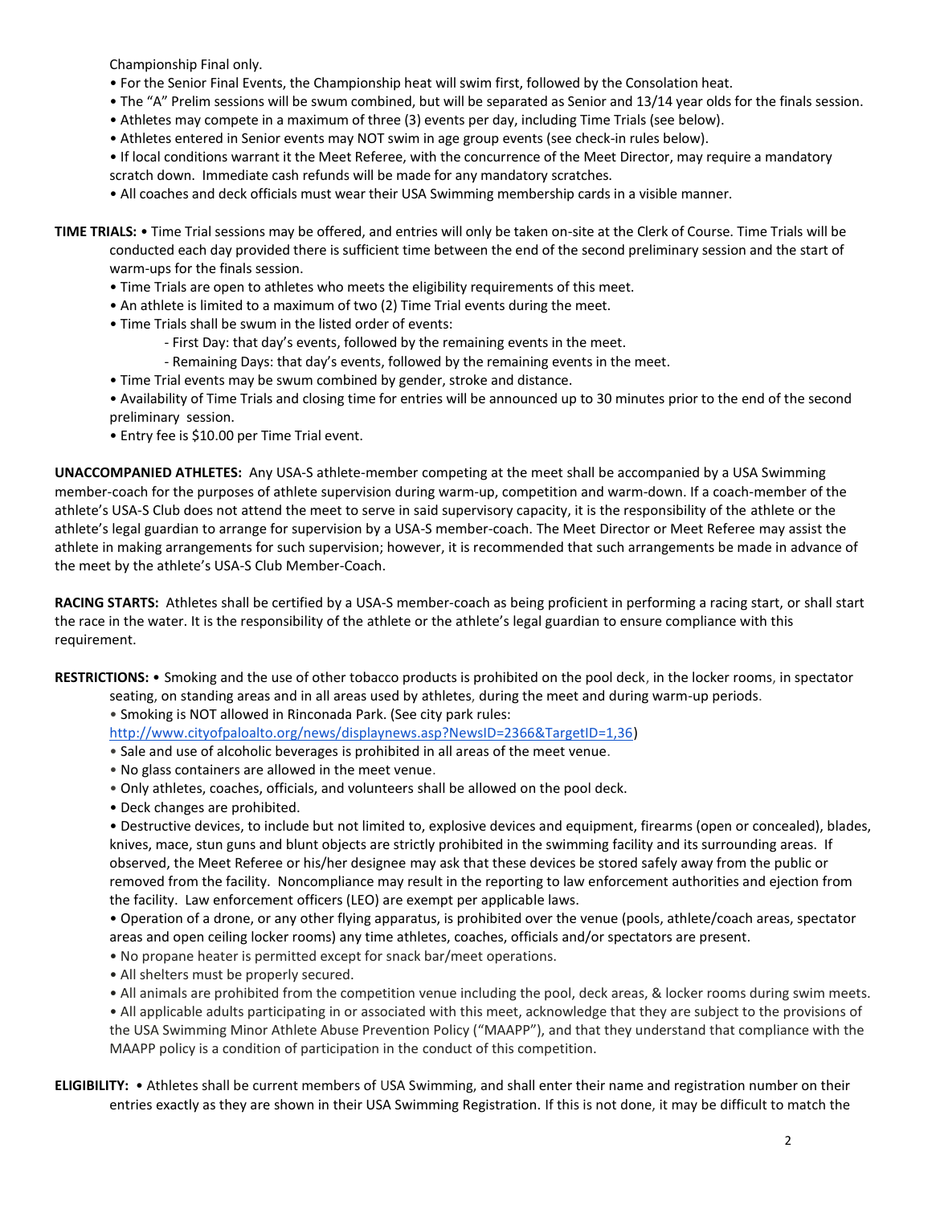Championship Final only.

- For the Senior Final Events, the Championship heat will swim first, followed by the Consolation heat.
- The "A" Prelim sessions will be swum combined, but will be separated as Senior and 13/14 year olds for the finals session.
- Athletes may compete in a maximum of three (3) events per day, including Time Trials (see below).
- Athletes entered in Senior events may NOT swim in age group events (see check-in rules below).
- If local conditions warrant it the Meet Referee, with the concurrence of the Meet Director, may require a mandatory scratch down. Immediate cash refunds will be made for any mandatory scratches.
- All coaches and deck officials must wear their USA Swimming membership cards in a visible manner.

**TIME TRIALS:** • Time Trial sessions may be offered, and entries will only be taken on-site at the Clerk of Course. Time Trials will be conducted each day provided there is sufficient time between the end of the second preliminary session and the start of warm-ups for the finals session.

- Time Trials are open to athletes who meets the eligibility requirements of this meet.
- An athlete is limited to a maximum of two (2) Time Trial events during the meet.
- Time Trials shall be swum in the listed order of events:
  - First Day: that day's events, followed by the remaining events in the meet.
  - Remaining Days: that day's events, followed by the remaining events in the meet.
- Time Trial events may be swum combined by gender, stroke and distance.
- Availability of Time Trials and closing time for entries will be announced up to 30 minutes prior to the end of the second preliminary session.
- Entry fee is $10.00 per Time Trial event.

**UNACCOMPANIED ATHLETES:** Any USA-S athlete-member competing at the meet shall be accompanied by a USA Swimming member-coach for the purposes of athlete supervision during warm-up, competition and warm-down. If a coach-member of the athlete's USA-S Club does not attend the meet to serve in said supervisory capacity, it is the responsibility of the athlete or the athlete's legal guardian to arrange for supervision by a USA-S member-coach. The Meet Director or Meet Referee may assist the athlete in making arrangements for such supervision; however, it is recommended that such arrangements be made in advance of the meet by the athlete's USA-S Club Member-Coach.

**RACING STARTS:** Athletes shall be certified by a USA-S member-coach as being proficient in performing a racing start, or shall start the race in the water. It is the responsibility of the athlete or the athlete's legal guardian to ensure compliance with this requirement.

**RESTRICTIONS:** • Smoking and the use of other tobacco products is prohibited on the pool deck, in the locker rooms, in spectator seating, on standing areas and in all areas used by athletes, during the meet and during warm-up periods.

- Smoking is NOT allowed in Rinconada Park. (See city park rules: [http://www.cityofpaloalto.org/news/displaynews.asp?NewsID=2366&TargetID=1,36](http://www.cityofpaloalto.org/news/displaynews.asp?NewsID=2366&TargetID=1,36))
- Sale and use of alcoholic beverages is prohibited in all areas of the meet venue.
- No glass containers are allowed in the meet venue.
- Only athletes, coaches, officials, and volunteers shall be allowed on the pool deck.
- Deck changes are prohibited.
- Destructive devices, to include but not limited to, explosive devices and equipment, firearms (open or concealed), blades, knives, mace, stun guns and blunt objects are strictly prohibited in the swimming facility and its surrounding areas. If observed, the Meet Referee or his/her designee may ask that these devices be stored safely away from the public or removed from the facility. Noncompliance may result in the reporting to law enforcement authorities and ejection from the facility. Law enforcement officers (LEO) are exempt per applicable laws.
- Operation of a drone, or any other flying apparatus, is prohibited over the venue (pools, athlete/coach areas, spectator areas and open ceiling locker rooms) any time athletes, coaches, officials and/or spectators are present.
- No propane heater is permitted except for snack bar/meet operations.
- All shelters must be properly secured.
- All animals are prohibited from the competition venue including the pool, deck areas, & locker rooms during swim meets.
- All applicable adults participating in or associated with this meet, acknowledge that they are subject to the provisions of the USA Swimming Minor Athlete Abuse Prevention Policy ("MAAPP"), and that they understand that compliance with the MAAPP policy is a condition of participation in the conduct of this competition.

**ELIGIBILITY:** • Athletes shall be current members of USA Swimming, and shall enter their name and registration number on their entries exactly as they are shown in their USA Swimming Registration. If this is not done, it may be difficult to match the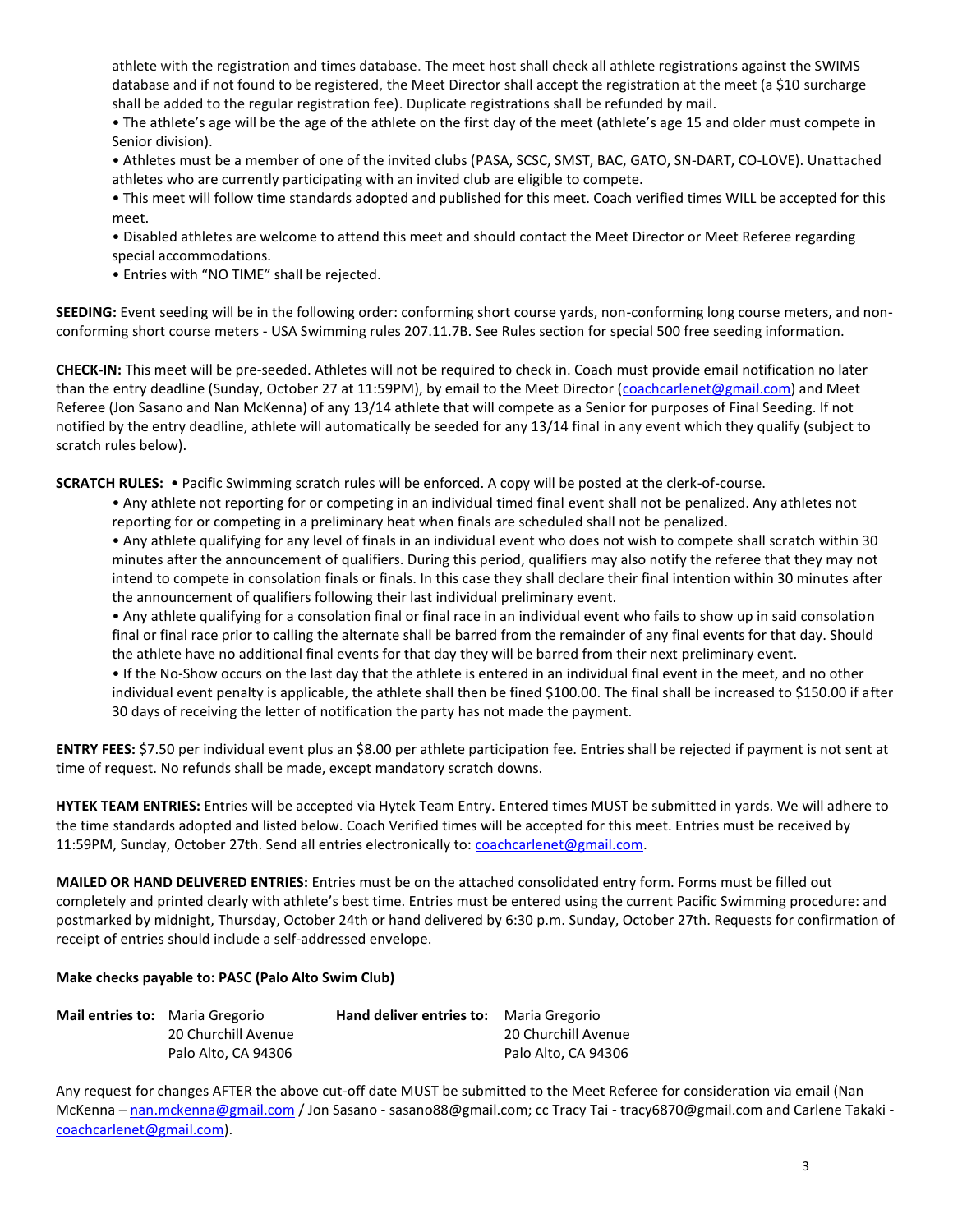athlete with the registration and times database. The meet host shall check all athlete registrations against the SWIMS database and if not found to be registered, the Meet Director shall accept the registration at the meet (a $10 surcharge shall be added to the regular registration fee). Duplicate registrations shall be refunded by mail.

- The athlete's age will be the age of the athlete on the first day of the meet (athlete's age 15 and older must compete in Senior division).
- Athletes must be a member of one of the invited clubs (PASA, SCSC, SMST, BAC, GATO, SN-DART, CO-LOVE). Unattached athletes who are currently participating with an invited club are eligible to compete.
- This meet will follow time standards adopted and published for this meet. Coach verified times WILL be accepted for this meet.
- Disabled athletes are welcome to attend this meet and should contact the Meet Director or Meet Referee regarding special accommodations.
- Entries with "NO TIME" shall be rejected.

**SEEDING:** Event seeding will be in the following order: conforming short course yards, non-conforming long course meters, and non-conforming short course meters - USA Swimming rules 207.11.7B. See Rules section for special 500 free seeding information.

**CHECK-IN:** This meet will be pre-seeded. Athletes will not be required to check in. Coach must provide email notification no later than the entry deadline (Sunday, October 27 at 11:59PM), by email to the Meet Director (coachcarlenet@gmail.com) and Meet Referee (Jon Sasano and Nan McKenna) of any 13/14 athlete that will compete as a Senior for purposes of Final Seeding. If not notified by the entry deadline, athlete will automatically be seeded for any 13/14 final in any event which they qualify (subject to scratch rules below).

**SCRATCH RULES:** • Pacific Swimming scratch rules will be enforced. A copy will be posted at the clerk-of-course.

- Any athlete not reporting for or competing in an individual timed final event shall not be penalized. Any athletes not reporting for or competing in a preliminary heat when finals are scheduled shall not be penalized.
- Any athlete qualifying for any level of finals in an individual event who does not wish to compete shall scratch within 30 minutes after the announcement of qualifiers. During this period, qualifiers may also notify the referee that they may not intend to compete in consolation finals or finals. In this case they shall declare their final intention within 30 minutes after the announcement of qualifiers following their last individual preliminary event.
- Any athlete qualifying for a consolation final or final race in an individual event who fails to show up in said consolation final or final race prior to calling the alternate shall be barred from the remainder of any final events for that day. Should the athlete have no additional final events for that day they will be barred from their next preliminary event.
- If the No-Show occurs on the last day that the athlete is entered in an individual final event in the meet, and no other individual event penalty is applicable, the athlete shall then be fined $100.00. The final shall be increased to $150.00 if after 30 days of receiving the letter of notification the party has not made the payment.

**ENTRY FEES:** $7.50 per individual event plus an $8.00 per athlete participation fee. Entries shall be rejected if payment is not sent at time of request. No refunds shall be made, except mandatory scratch downs.

**HYTEK TEAM ENTRIES:** Entries will be accepted via Hytek Team Entry. Entered times MUST be submitted in yards. We will adhere to the time standards adopted and listed below. Coach Verified times will be accepted for this meet. Entries must be received by 11:59PM, Sunday, October 27th. Send all entries electronically to: coachcarlenet@gmail.com.

**MAILED OR HAND DELIVERED ENTRIES:** Entries must be on the attached consolidated entry form. Forms must be filled out completely and printed clearly with athlete's best time. Entries must be entered using the current Pacific Swimming procedure: and postmarked by midnight, Thursday, October 24th or hand delivered by 6:30 p.m. Sunday, October 27th. Requests for confirmation of receipt of entries should include a self-addressed envelope.

**Make checks payable to: PASC (Palo Alto Swim Club)**

| **Mail entries to:** | Maria Gregorio<br>20 Churchill Avenue<br>Palo Alto, CA 94306 | **Hand deliver entries to:** | Maria Gregorio<br>20 Churchill Avenue<br>Palo Alto, CA 94306 |
|---|---|---|---|

Any request for changes AFTER the above cut-off date MUST be submitted to the Meet Referee for consideration via email (Nan McKenna – nan.mckenna@gmail.com / Jon Sasano - sasano88@gmail.com; cc Tracy Tai - tracy6870@gmail.com and Carlene Takaki - coachcarlenet@gmail.com).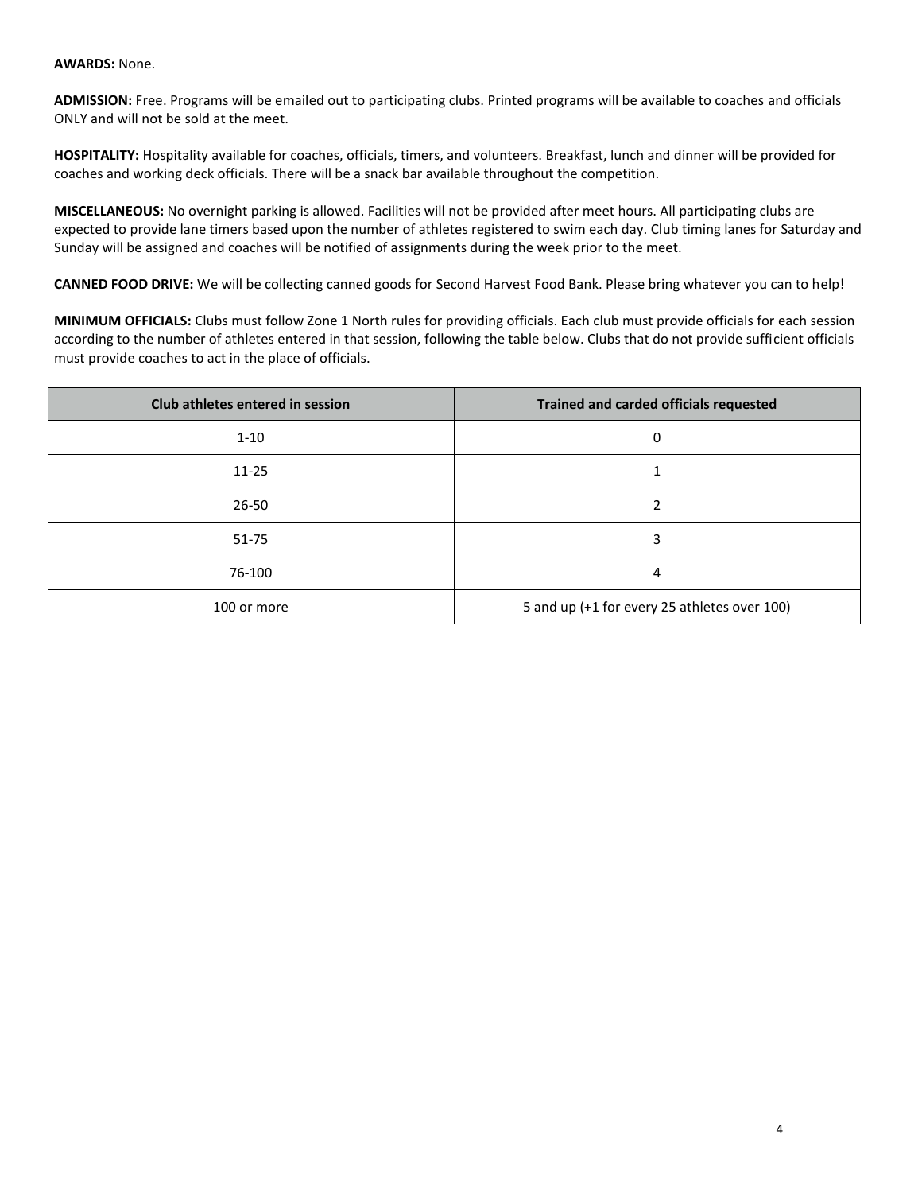**AWARDS:** None.

**ADMISSION:** Free. Programs will be emailed out to participating clubs. Printed programs will be available to coaches and officials ONLY and will not be sold at the meet.

**HOSPITALITY:** Hospitality available for coaches, officials, timers, and volunteers. Breakfast, lunch and dinner will be provided for coaches and working deck officials. There will be a snack bar available throughout the competition.

**MISCELLANEOUS:** No overnight parking is allowed. Facilities will not be provided after meet hours. All participating clubs are expected to provide lane timers based upon the number of athletes registered to swim each day. Club timing lanes for Saturday and Sunday will be assigned and coaches will be notified of assignments during the week prior to the meet.

**CANNED FOOD DRIVE:** We will be collecting canned goods for Second Harvest Food Bank. Please bring whatever you can to help!

**MINIMUM OFFICIALS:** Clubs must follow Zone 1 North rules for providing officials. Each club must provide officials for each session according to the number of athletes entered in that session, following the table below. Clubs that do not provide sufficient officials must provide coaches to act in the place of officials.

| Club athletes entered in session | Trained and carded officials requested |
|---|---|
| 1-10 | 0 |
| 11-25 | 1 |
| 26-50 | 2 |
| 51-75 | 3 |
| 76-100 | 4 |
| 100 or more | 5 and up (+1 for every 25 athletes over 100) |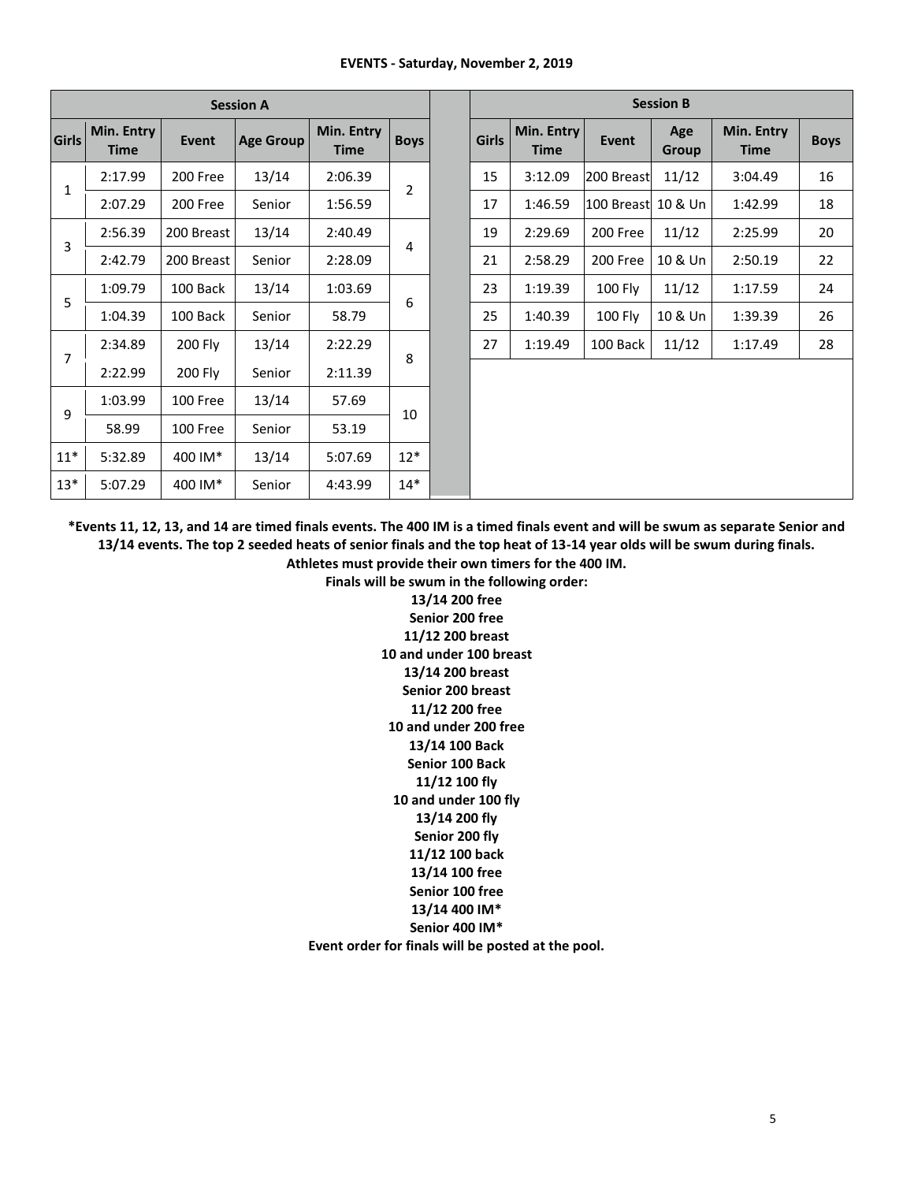**EVENTS - Saturday, November 2, 2019**

| Session A | | | | | |
|---|---|---|---|---|---|
| Girls | Min. Entry Time | Event | Age Group | Min. Entry Time | Boys |
| 1 | 2:17.99 | 200 Free | 13/14 | 2:06.39 | 2 |
| | 2:07.29 | 200 Free | Senior | 1:56.59 | |
| 3 | 2:56.39 | 200 Breast | 13/14 | 2:40.49 | 4 |
| | 2:42.79 | 200 Breast | Senior | 2:28.09 | |
| 5 | 1:09.79 | 100 Back | 13/14 | 1:03.69 | 6 |
| | 1:04.39 | 100 Back | Senior | 58.79 | |
| 7 | 2:34.89 | 200 Fly | 13/14 | 2:22.29 | 8 |
| | 2:22.99 | 200 Fly | Senior | 2:11.39 | |
| 9 | 1:03.99 | 100 Free | 13/14 | 57.69 | 10 |
| | 58.99 | 100 Free | Senior | 53.19 | |
| 11* | 5:32.89 | 400 IM* | 13/14 | 5:07.69 | 12* |
| 13* | 5:07.29 | 400 IM* | Senior | 4:43.99 | 14* |

| Session B | | | | | |
|---|---|---|---|---|---|
| Girls | Min. Entry Time | Event | Age Group | Min. Entry Time | Boys |
| 15 | 3:12.09 | 200 Breast | 11/12 | 3:04.49 | 16 |
| 17 | 1:46.59 | 100 Breast | 10 & Un | 1:42.99 | 18 |
| 19 | 2:29.69 | 200 Free | 11/12 | 2:25.99 | 20 |
| 21 | 2:58.29 | 200 Free | 10 & Un | 2:50.19 | 22 |
| 23 | 1:19.39 | 100 Fly | 11/12 | 1:17.59 | 24 |
| 25 | 1:40.39 | 100 Fly | 10 & Un | 1:39.39 | 26 |
| 27 | 1:19.49 | 100 Back | 11/12 | 1:17.49 | 28 |

**\*Events 11, 12, 13, and 14 are timed finals events. The 400 IM is a timed finals event and will be swum as separate Senior and 13/14 events. The top 2 seeded heats of senior finals and the top heat of 13-14 year olds will be swum during finals.**

**Athletes must provide their own timers for the 400 IM.**

**Finals will be swum in the following order:**

**13/14 200 free**
**Senior 200 free**
**11/12 200 breast**
**10 and under 100 breast**
**13/14 200 breast**
**Senior 200 breast**
**11/12 200 free**
**10 and under 200 free**
**13/14 100 Back**
**Senior 100 Back**
**11/12 100 fly**
**10 and under 100 fly**
**13/14 200 fly**
**Senior 200 fly**
**11/12 100 back**
**13/14 100 free**
**Senior 100 free**
**13/14 400 IM***
**Senior 400 IM***

**Event order for finals will be posted at the pool.**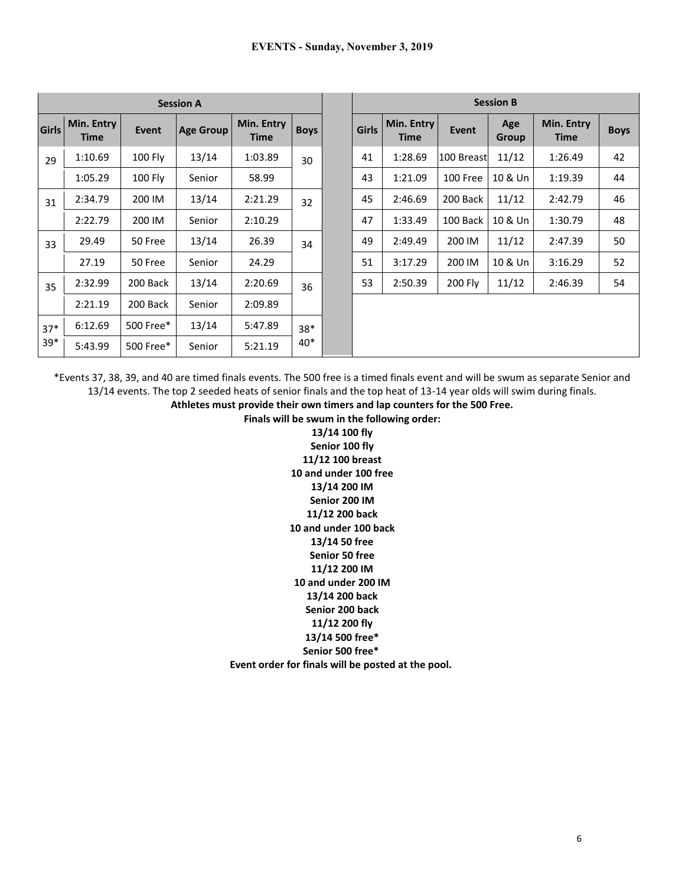# EVENTS - Sunday, November 3, 2019

| Session A | | | | | |
|---|---|---|---|---|---|
| Girls | Min. Entry Time | Event | Age Group | Min. Entry Time | Boys |
| 29 | 1:10.69 | 100 Fly | 13/14 | 1:03.89 | 30 |
| | 1:05.29 | 100 Fly | Senior | 58.99 | |
| 31 | 2:34.79 | 200 IM | 13/14 | 2:21.29 | 32 |
| | 2:22.79 | 200 IM | Senior | 2:10.29 | |
| 33 | 29.49 | 50 Free | 13/14 | 26.39 | 34 |
| | 27.19 | 50 Free | Senior | 24.29 | |
| 35 | 2:32.99 | 200 Back | 13/14 | 2:20.69 | 36 |
| | 2:21.19 | 200 Back | Senior | 2:09.89 | |
| 37* | 6:12.69 | 500 Free* | 13/14 | 5:47.89 | 38* |
| 39* | 5:43.99 | 500 Free* | Senior | 5:21.19 | 40* |

| Session B | | | | | |
|---|---|---|---|---|---|
| Girls | Min. Entry Time | Event | Age Group | Min. Entry Time | Boys |
| 41 | 1:28.69 | 100 Breast | 11/12 | 1:26.49 | 42 |
| 43 | 1:21.09 | 100 Free | 10 & Un | 1:19.39 | 44 |
| 45 | 2:46.69 | 200 Back | 11/12 | 2:42.79 | 46 |
| 47 | 1:33.49 | 100 Back | 10 & Un | 1:30.79 | 48 |
| 49 | 2:49.49 | 200 IM | 11/12 | 2:47.39 | 50 |
| 51 | 3:17.29 | 200 IM | 10 & Un | 3:16.29 | 52 |
| 53 | 2:50.39 | 200 Fly | 11/12 | 2:46.39 | 54 |

*Events 37, 38, 39, and 40 are timed finals events. The 500 free is a timed finals event and will be swum as separate Senior and 13/14 events. The top 2 seeded heats of senior finals and the top heat of 13-14 year olds will swim during finals.

**Athletes must provide their own timers and lap counters for the 500 Free.**

**Finals will be swum in the following order:**

**13/14 100 fly**
**Senior 100 fly**
**11/12 100 breast**
**10 and under 100 free**
**13/14 200 IM**
**Senior 200 IM**
**11/12 200 back**
**10 and under 100 back**
**13/14 50 free**
**Senior 50 free**
**11/12 200 IM**
**10 and under 200 IM**
**13/14 200 back**
**Senior 200 back**
**11/12 200 fly**
**13/14 500 free***
**Senior 500 free***

**Event order for finals will be posted at the pool.**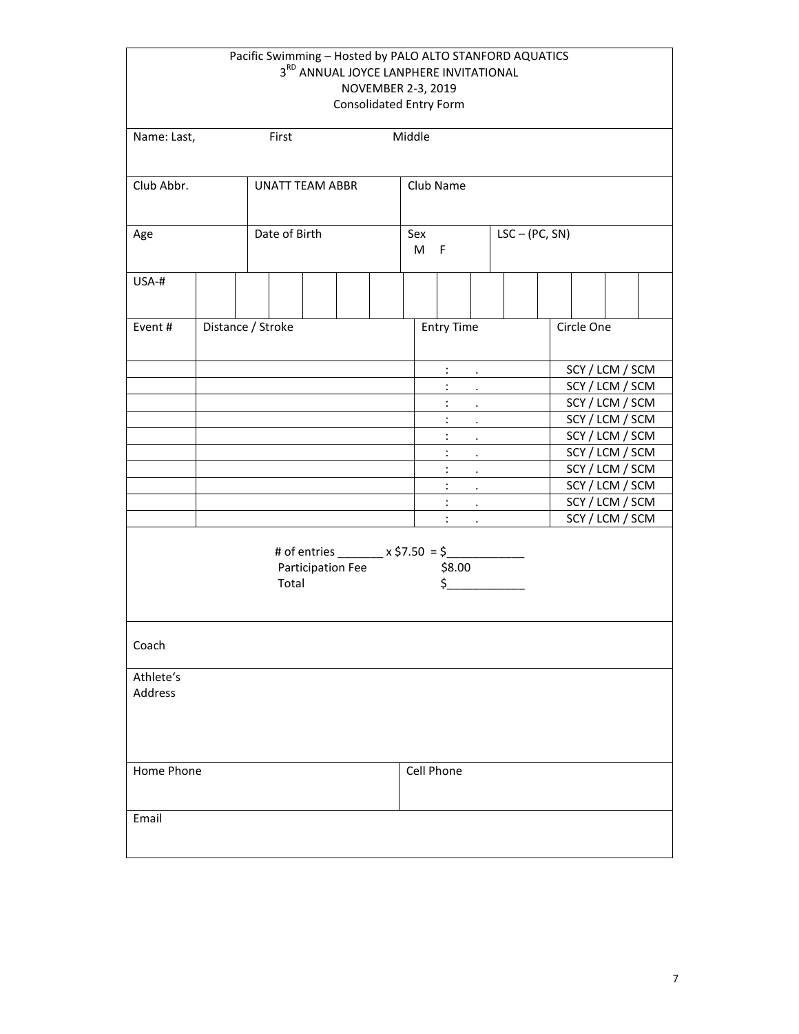Pacific Swimming – Hosted by PALO ALTO STANFORD AQUATICS

3RD ANNUAL JOYCE LANPHERE INVITATIONAL

NOVEMBER 2-3, 2019

Consolidated Entry Form

| Name: Last, | First | Middle | |
|---|---|---|---|
| Club Abbr. | UNATT TEAM ABBR | Club Name | |
| Age | Date of Birth | Sex M F | LSC – (PC, SN) |

USA-#

| Event # | Distance / Stroke | Entry Time | Circle One |
|---|---|---|---|
| | | : . | SCY / LCM / SCM |
| | | : . | SCY / LCM / SCM |
| | | : . | SCY / LCM / SCM |
| | | : . | SCY / LCM / SCM |
| | | : . | SCY / LCM / SCM |
| | | : . | SCY / LCM / SCM |
| | | : . | SCY / LCM / SCM |
| | | : . | SCY / LCM / SCM |
| | | : . | SCY / LCM / SCM |
| | | : . | SCY / LCM / SCM |

# of entries _______ x $7.50 = $____________

Participation Fee $8.00

Total $____________

Coach

Athlete's Address

| Home Phone | Cell Phone |
|---|---|

Email